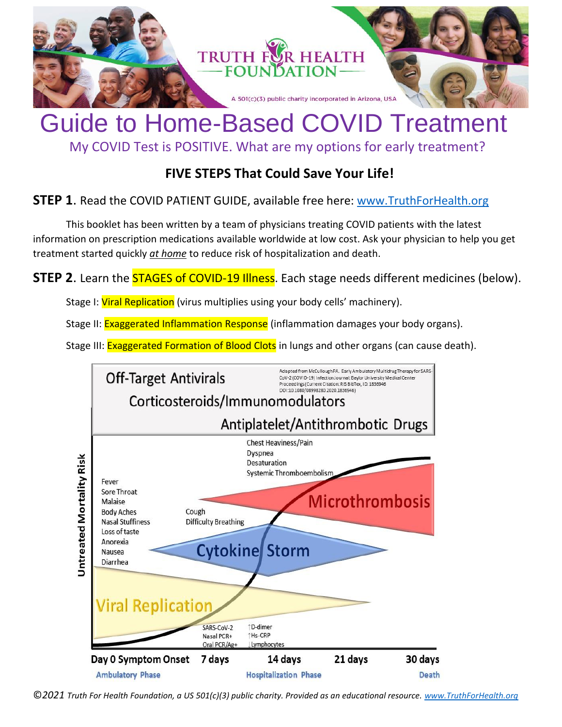TRUTH FOR HEALTH FOUNDATION

A 501(c)(3) public charity incorporated in Arizona, USA

# Guide to Home-Based COVID Treatment

My COVID Test is POSITIVE. What are my options for early treatment?

## FIVE STEPS That Could Save Your Life!

**STEP 1**. Read the COVID PATIENT GUIDE, available free here: www.TruthForHealth.org

This booklet has been written by a team of physicians treating COVID patients with the latest information on prescription medications available worldwide at low cost. Ask your physician to help you get treatment started quickly ***at home*** to reduce risk of hospitalization and death.

**STEP 2**. Learn the STAGES of COVID-19 Illness. Each stage needs different medicines (below).

Stage I: Viral Replication (virus multiplies using your body cells' machinery).

Stage II: Exaggerated Inflammation Response (inflammation damages your body organs).

Stage III: Exaggerated Formation of Blood Clots in lungs and other organs (can cause death).

Off-Target Antivirals

Corticosteroids/Immunomodulators

Antiplatelet/Antithrombotic Drugs

Adapted from McCullough PA. Early Ambulatory Multidrug Therapy for SARS-CoV-2 (COVID-19) Infection Journal: Baylor University Medical Center Proceedings (Current Citation: RIS BibTex, ID: 1836946 DOI:10.1080/08998280.2020.1836946)

Untreated Mortality Risk

Fever, Sore Throat, Malaise, Body Aches, Nasal Stuffiness, Loss of taste, Anorexia, Nausea, Diarrhea

Cough, Difficulty Breathing

Chest Heaviness/Pain, Dyspnea, Desaturation, Systemic Thromboembolism

Viral Replication

Cytokine Storm

Microthrombosis

SARS-CoV-2 Nasal PCR+ Oral PCR/Ag+

↑D-dimer, ↑Hs-CRP, ↓Lymphocytes

Day 0 Symptom Onset | 7 days | 14 days | 21 days | 30 days

Ambulatory Phase | Hospitalization Phase | Death

©2021 *Truth For Health Foundation, a US 501(c)(3) public charity. Provided as an educational resource.* www.TruthForHealth.org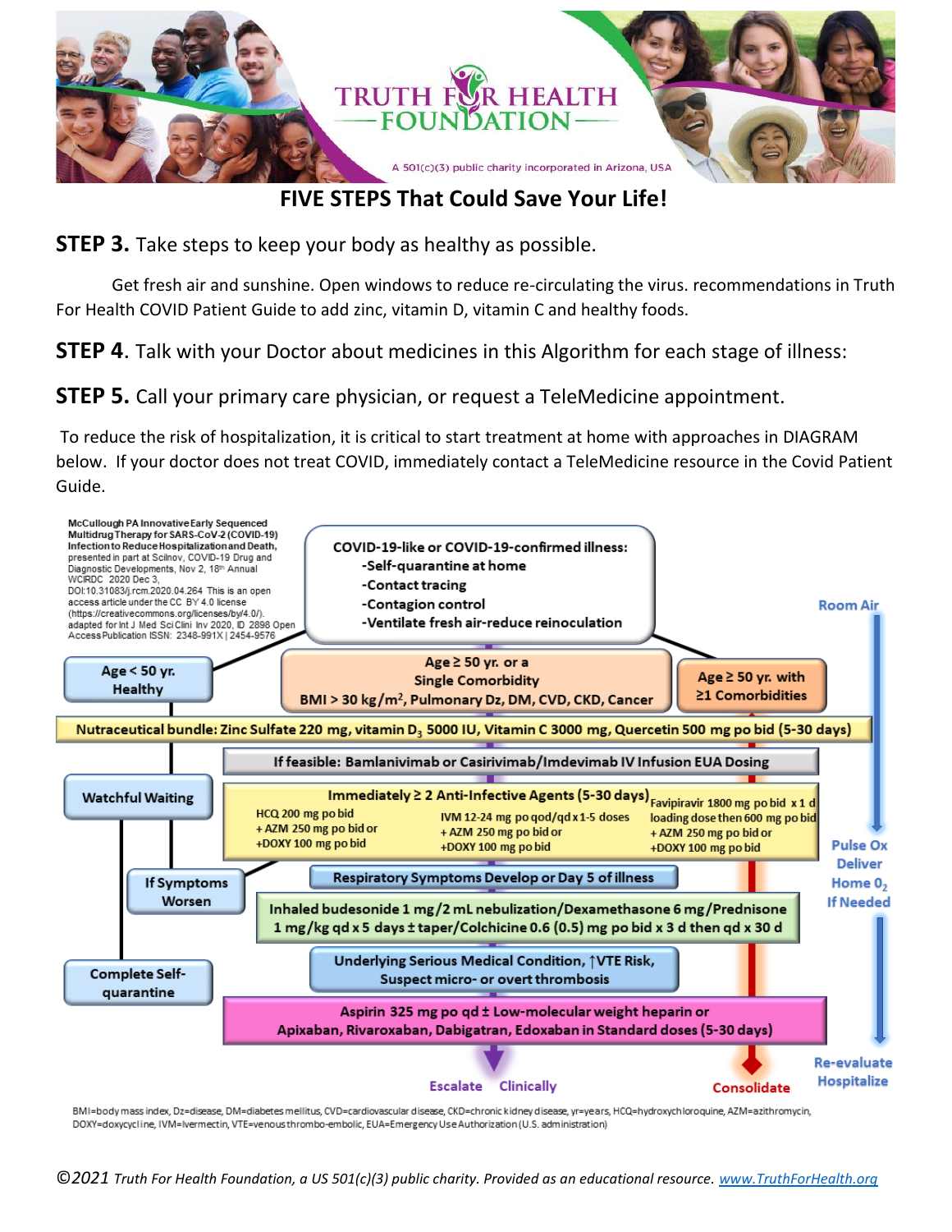TRUTH FOR HEALTH FOUNDATION

A 501(c)(3) public charity incorporated in Arizona, USA

## FIVE STEPS That Could Save Your Life!

**STEP 3.** Take steps to keep your body as healthy as possible.

Get fresh air and sunshine. Open windows to reduce re-circulating the virus. recommendations in Truth For Health COVID Patient Guide to add zinc, vitamin D, vitamin C and healthy foods.

**STEP 4**. Talk with your Doctor about medicines in this Algorithm for each stage of illness:

**STEP 5.** Call your primary care physician, or request a TeleMedicine appointment.

To reduce the risk of hospitalization, it is critical to start treatment at home with approaches in DIAGRAM below. If your doctor does not treat COVID, immediately contact a TeleMedicine resource in the Covid Patient Guide.

McCullough PA Innovative Early Sequenced Multidrug Therapy for SARS-CoV-2 (COVID-19) Infection to Reduce Hospitalization and Death, presented in part at Scilnov, COVID-19 Drug and Diagnostic Developments, Nov 2, 18th Annual WCIRDC 2020 Dec 3, DOI:10.31083/j.rcm.2020.04.264 This is an open access article under the CC BY 4.0 license (https://creativecommons.org/licenses/by/4.0/). adapted for Int J Med Sci Clini Inv 2020, ID 2898 Open Access Publication ISSN: 2348-991X | 2454-9576

COVID-19-like or COVID-19-confirmed illness:
- Self-quarantine at home
- Contact tracing
- Contagion control
- Ventilate fresh air-reduce reinoculation

Age < 50 yr. Healthy

Age ≥ 50 yr. or a Single Comorbidity
BMI > 30 kg/m$^2$, Pulmonary Dz, DM, CVD, CKD, Cancer

Age ≥ 50 yr. with ≥1 Comorbidities

Room Air

Nutraceutical bundle: Zinc Sulfate 220 mg, vitamin $D_3$ 5000 IU, Vitamin C 3000 mg, Quercetin 500 mg po bid (5-30 days)

If feasible: Bamlanivimab or Casirivimab/Imdevimab IV Infusion EUA Dosing

Watchful Waiting

Immediately ≥ 2 Anti-Infective Agents (5-30 days)
- HCQ 200 mg po bid + AZM 250 mg po bid or +DOXY 100 mg po bid
- IVM 12-24 mg po qod/qd x 1-5 doses + AZM 250 mg po bid or +DOXY 100 mg po bid
- Favipiravir 1800 mg po bid x 1 d loading dose then 600 mg po bid + AZM 250 mg po bid or +DOXY 100 mg po bid

Pulse Ox
Deliver Home $O_2$ If Needed

If Symptoms Worsen

Respiratory Symptoms Develop or Day 5 of illness

Inhaled budesonide 1 mg/2 mL nebulization/Dexamethasone 6 mg/Prednisone 1 mg/kg qd x 5 days ± taper/Colchicine 0.6 (0.5) mg po bid x 3 d then qd x 30 d

Complete Self-quarantine

Underlying Serious Medical Condition, ↑VTE Risk, Suspect micro- or overt thrombosis

Aspirin 325 mg po qd ± Low-molecular weight heparin or Apixaban, Rivaroxaban, Dabigatran, Edoxaban in Standard doses (5-30 days)

Escalate Clinically

Consolidate

Re-evaluate Hospitalize

BMI=body mass index, Dz=disease, DM=diabetes mellitus, CVD=cardiovascular disease, CKD=chronic kidney disease, yr=years, HCQ=hydroxychloroquine, AZM=azithromycin, DOXY=doxycycline, IVM=Ivermectin, VTE=venous thrombo-embolic, EUA=Emergency Use Authorization (U.S. administration)

*©2021 Truth For Health Foundation, a US 501(c)(3) public charity. Provided as an educational resource. www.TruthForHealth.org*